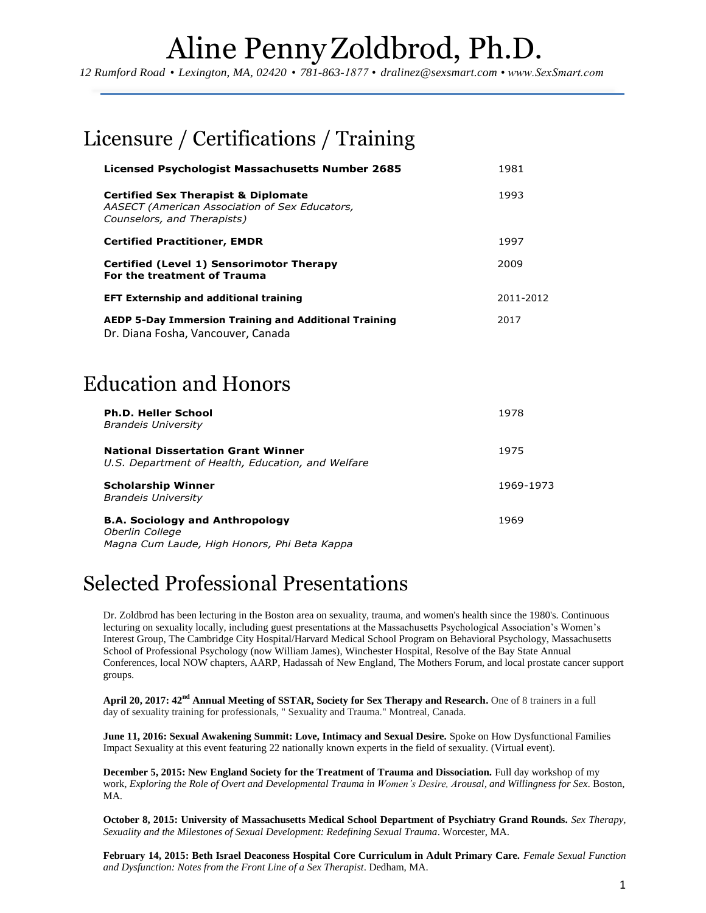# Aline Penny Zoldbrod, Ph.D.

*12 Rumford Road • Lexington, MA, 02420 • 781-863-1877 • dralinez@sexsmart.com • www.SexSmart.com*

## Licensure / Certifications / Training

| | |
|---|---|
| **Licensed Psychologist Massachusetts Number 2685** | 1981 |
| **Certified Sex Therapist & Diplomate**<br>*AASECT (American Association of Sex Educators, Counselors, and Therapists)* | 1993 |
| **Certified Practitioner, EMDR** | 1997 |
| **Certified (Level 1) Sensorimotor Therapy For the treatment of Trauma** | 2009 |
| **EFT Externship and additional training** | 2011-2012 |
| **AEDP 5-Day Immersion Training and Additional Training**<br>Dr. Diana Fosha, Vancouver, Canada | 2017 |

## Education and Honors

| | |
|---|---|
| **Ph.D. Heller School**<br>*Brandeis University* | 1978 |
| **National Dissertation Grant Winner**<br>*U.S. Department of Health, Education, and Welfare* | 1975 |
| **Scholarship Winner**<br>*Brandeis University* | 1969-1973 |
| **B.A. Sociology and Anthropology**<br>*Oberlin College*<br>*Magna Cum Laude, High Honors, Phi Beta Kappa* | 1969 |

## Selected Professional Presentations

Dr. Zoldbrod has been lecturing in the Boston area on sexuality, trauma, and women's health since the 1980's. Continuous lecturing on sexuality locally, including guest presentations at the Massachusetts Psychological Association's Women's Interest Group, The Cambridge City Hospital/Harvard Medical School Program on Behavioral Psychology, Massachusetts School of Professional Psychology (now William James), Winchester Hospital, Resolve of the Bay State Annual Conferences, local NOW chapters, AARP, Hadassah of New England, The Mothers Forum, and local prostate cancer support groups.

**April 20, 2017: 42nd Annual Meeting of SSTAR, Society for Sex Therapy and Research.** One of 8 trainers in a full day of sexuality training for professionals, " Sexuality and Trauma." Montreal, Canada.

**June 11, 2016: Sexual Awakening Summit: Love, Intimacy and Sexual Desire.** Spoke on How Dysfunctional Families Impact Sexuality at this event featuring 22 nationally known experts in the field of sexuality. (Virtual event).

**December 5, 2015: New England Society for the Treatment of Trauma and Dissociation.** Full day workshop of my work, *Exploring the Role of Overt and Developmental Trauma in Women's Desire, Arousal, and Willingness for Sex*. Boston, MA.

**October 8, 2015: University of Massachusetts Medical School Department of Psychiatry Grand Rounds.** *Sex Therapy, Sexuality and the Milestones of Sexual Development: Redefining Sexual Trauma*. Worcester, MA.

**February 14, 2015: Beth Israel Deaconess Hospital Core Curriculum in Adult Primary Care.** *Female Sexual Function and Dysfunction: Notes from the Front Line of a Sex Therapist*. Dedham, MA.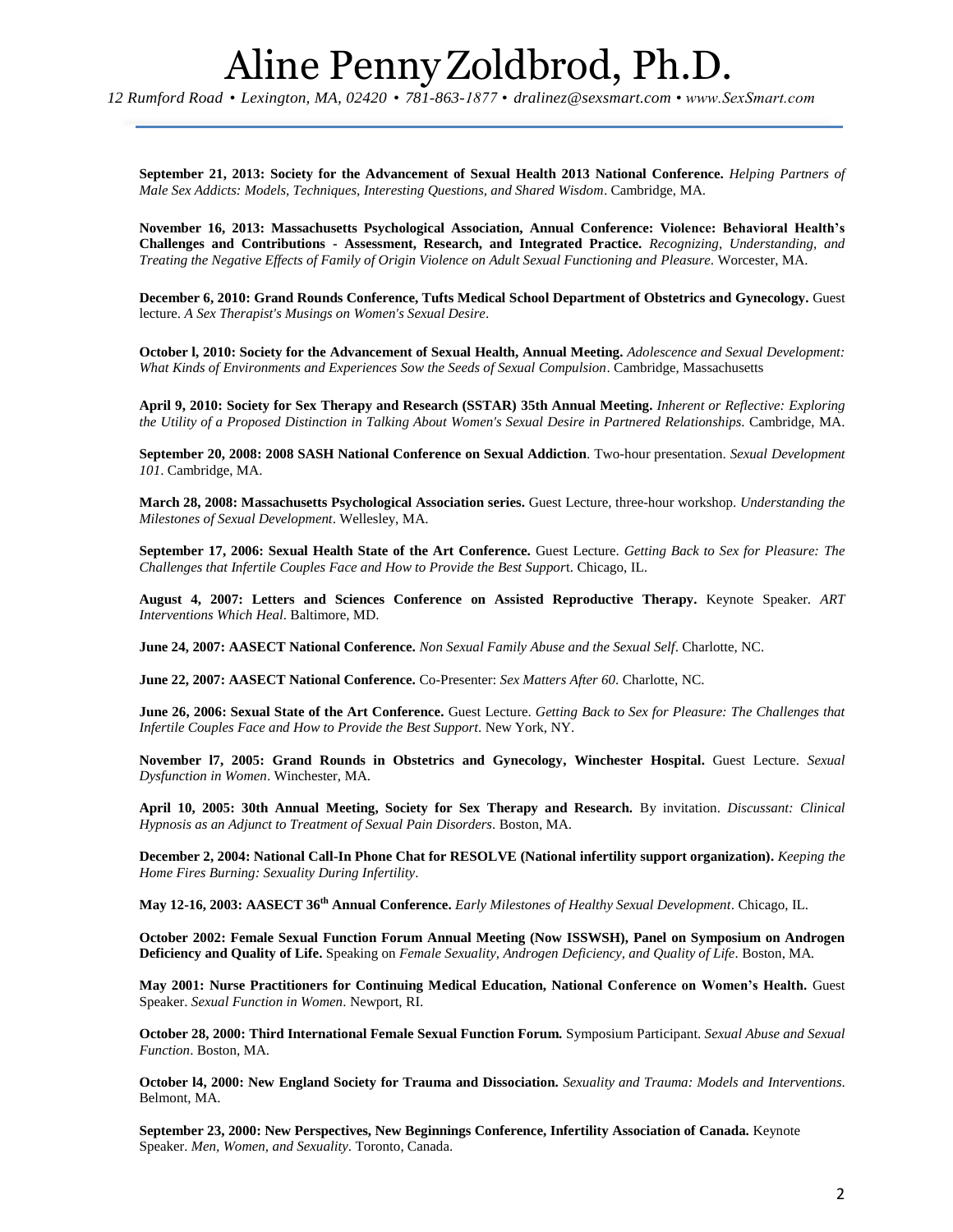**September 21, 2013: Society for the Advancement of Sexual Health 2013 National Conference.** *Helping Partners of Male Sex Addicts: Models, Techniques, Interesting Questions, and Shared Wisdom*. Cambridge, MA.

**November 16, 2013: Massachusetts Psychological Association, Annual Conference: Violence: Behavioral Health's Challenges and Contributions - Assessment, Research, and Integrated Practice.** *Recognizing, Understanding, and Treating the Negative Effects of Family of Origin Violence on Adult Sexual Functioning and Pleasure*. Worcester, MA.

**December 6, 2010: Grand Rounds Conference, Tufts Medical School Department of Obstetrics and Gynecology.** Guest lecture. *A Sex Therapist's Musings on Women's Sexual Desire*.

**October l, 2010: Society for the Advancement of Sexual Health, Annual Meeting.** *Adolescence and Sexual Development: What Kinds of Environments and Experiences Sow the Seeds of Sexual Compulsion*. Cambridge, Massachusetts

**April 9, 2010: Society for Sex Therapy and Research (SSTAR) 35th Annual Meeting.** *Inherent or Reflective: Exploring the Utility of a Proposed Distinction in Talking About Women's Sexual Desire in Partnered Relationships*. Cambridge, MA.

**September 20, 2008: 2008 SASH National Conference on Sexual Addiction**. Two-hour presentation. *Sexual Development 101*. Cambridge, MA.

**March 28, 2008: Massachusetts Psychological Association series.** Guest Lecture, three-hour workshop. *Understanding the Milestones of Sexual Development*. Wellesley, MA.

**September 17, 2006: Sexual Health State of the Art Conference.** Guest Lecture. *Getting Back to Sex for Pleasure: The Challenges that Infertile Couples Face and How to Provide the Best Suppor*t. Chicago, IL.

**August 4, 2007: Letters and Sciences Conference on Assisted Reproductive Therapy.** Keynote Speaker. *ART Interventions Which Heal*. Baltimore, MD.

**June 24, 2007: AASECT National Conference.** *Non Sexual Family Abuse and the Sexual Self*. Charlotte, NC.

**June 22, 2007: AASECT National Conference.** Co-Presenter: *Sex Matters After 60*. Charlotte, NC.

**June 26, 2006: Sexual State of the Art Conference.** Guest Lecture. *Getting Back to Sex for Pleasure: The Challenges that Infertile Couples Face and How to Provide the Best Support*. New York, NY.

**November l7, 2005: Grand Rounds in Obstetrics and Gynecology, Winchester Hospital.** Guest Lecture. *Sexual Dysfunction in Women*. Winchester, MA.

**April 10, 2005: 30th Annual Meeting, Society for Sex Therapy and Research.** By invitation. *Discussant: Clinical Hypnosis as an Adjunct to Treatment of Sexual Pain Disorders*. Boston, MA.

**December 2, 2004: National Call-In Phone Chat for RESOLVE (National infertility support organization).** *Keeping the Home Fires Burning: Sexuality During Infertility*.

**May 12-16, 2003: AASECT 36th Annual Conference.** *Early Milestones of Healthy Sexual Development*. Chicago, IL.

**October 2002: Female Sexual Function Forum Annual Meeting (Now ISSWSH), Panel on Symposium on Androgen Deficiency and Quality of Life.** Speaking on *Female Sexuality, Androgen Deficiency, and Quality of Life*. Boston, MA.

**May 2001: Nurse Practitioners for Continuing Medical Education, National Conference on Women's Health.** Guest Speaker. *Sexual Function in Women*. Newport, RI.

**October 28, 2000: Third International Female Sexual Function Forum.** Symposium Participant. *Sexual Abuse and Sexual Function*. Boston, MA.

**October l4, 2000: New England Society for Trauma and Dissociation.** *Sexuality and Trauma: Models and Interventions*. Belmont, MA.

**September 23, 2000: New Perspectives, New Beginnings Conference, Infertility Association of Canada.** Keynote Speaker. *Men, Women, and Sexuality*. Toronto, Canada.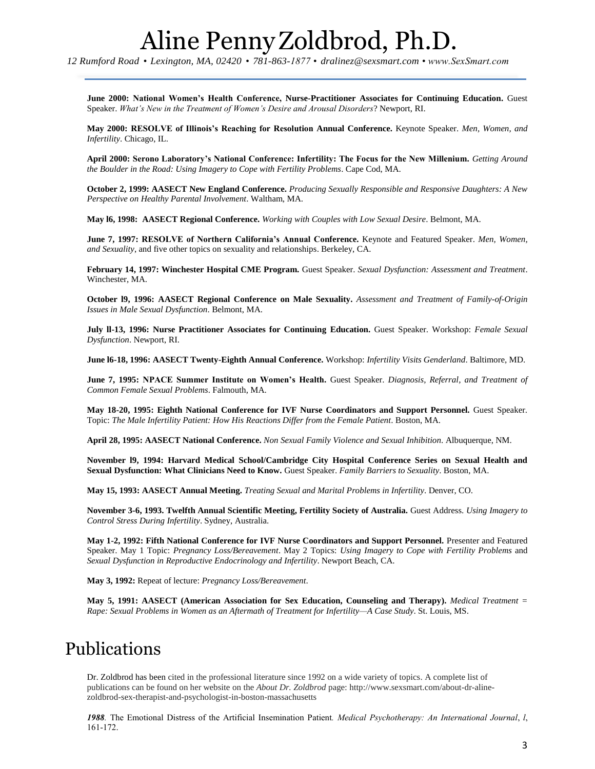**June 2000: National Women's Health Conference, Nurse-Practitioner Associates for Continuing Education.** Guest Speaker. *What's New in the Treatment of Women's Desire and Arousal Disorders*? Newport, RI.

**May 2000: RESOLVE of Illinois's Reaching for Resolution Annual Conference.** Keynote Speaker. *Men, Women, and Infertility*. Chicago, IL.

**April 2000: Serono Laboratory's National Conference: Infertility: The Focus for the New Millenium.** *Getting Around the Boulder in the Road: Using Imagery to Cope with Fertility Problems*. Cape Cod, MA.

**October 2, 1999: AASECT New England Conference.** *Producing Sexually Responsible and Responsive Daughters: A New Perspective on Healthy Parental Involvement*. Waltham, MA.

**May l6, 1998: AASECT Regional Conference.** *Working with Couples with Low Sexual Desire*. Belmont, MA.

**June 7, 1997: RESOLVE of Northern California's Annual Conference.** Keynote and Featured Speaker. *Men, Women, and Sexuality*, and five other topics on sexuality and relationships. Berkeley, CA.

**February 14, 1997: Winchester Hospital CME Program.** Guest Speaker. *Sexual Dysfunction: Assessment and Treatment*. Winchester, MA.

**October l9, 1996: AASECT Regional Conference on Male Sexuality.** *Assessment and Treatment of Family-of-Origin Issues in Male Sexual Dysfunction*. Belmont, MA.

**July ll-13, 1996: Nurse Practitioner Associates for Continuing Education.** Guest Speaker. Workshop: *Female Sexual Dysfunction*. Newport, RI.

**June l6-18, 1996: AASECT Twenty-Eighth Annual Conference.** Workshop: *Infertility Visits Genderland*. Baltimore, MD.

**June 7, 1995: NPACE Summer Institute on Women's Health.** Guest Speaker. *Diagnosis, Referral, and Treatment of Common Female Sexual Problems*. Falmouth, MA.

**May 18-20, 1995: Eighth National Conference for IVF Nurse Coordinators and Support Personnel.** Guest Speaker. Topic: *The Male Infertility Patient: How His Reactions Differ from the Female Patient*. Boston, MA.

**April 28, 1995: AASECT National Conference.** *Non Sexual Family Violence and Sexual Inhibition*. Albuquerque, NM.

**November l9, 1994: Harvard Medical School/Cambridge City Hospital Conference Series on Sexual Health and Sexual Dysfunction: What Clinicians Need to Know.** Guest Speaker. *Family Barriers to Sexuality*. Boston, MA.

**May 15, 1993: AASECT Annual Meeting.** *Treating Sexual and Marital Problems in Infertility*. Denver, CO.

**November 3-6, 1993. Twelfth Annual Scientific Meeting, Fertility Society of Australia.** Guest Address. *Using Imagery to Control Stress During Infertility*. Sydney, Australia.

**May 1-2, 1992: Fifth National Conference for IVF Nurse Coordinators and Support Personnel.** Presenter and Featured Speaker. May 1 Topic: *Pregnancy Loss/Bereavement*. May 2 Topics: *Using Imagery to Cope with Fertility Problems* and *Sexual Dysfunction in Reproductive Endocrinology and Infertility*. Newport Beach, CA.

**May 3, 1992:** Repeat of lecture: *Pregnancy Loss/Bereavement*.

**May 5, 1991: AASECT (American Association for Sex Education, Counseling and Therapy).** *Medical Treatment = Rape: Sexual Problems in Women as an Aftermath of Treatment for Infertility—A Case Study*. St. Louis, MS.

# Publications

Dr. Zoldbrod has been cited in the professional literature since 1992 on a wide variety of topics. A complete list of publications can be found on her website on the *About Dr. Zoldbrod* page: http://www.sexsmart.com/about-dr-aline-zoldbrod-sex-therapist-and-psychologist-in-boston-massachusetts

***1988**.* The Emotional Distress of the Artificial Insemination Patient*. Medical Psychotherapy: An International Journal*, *l*, 161-172.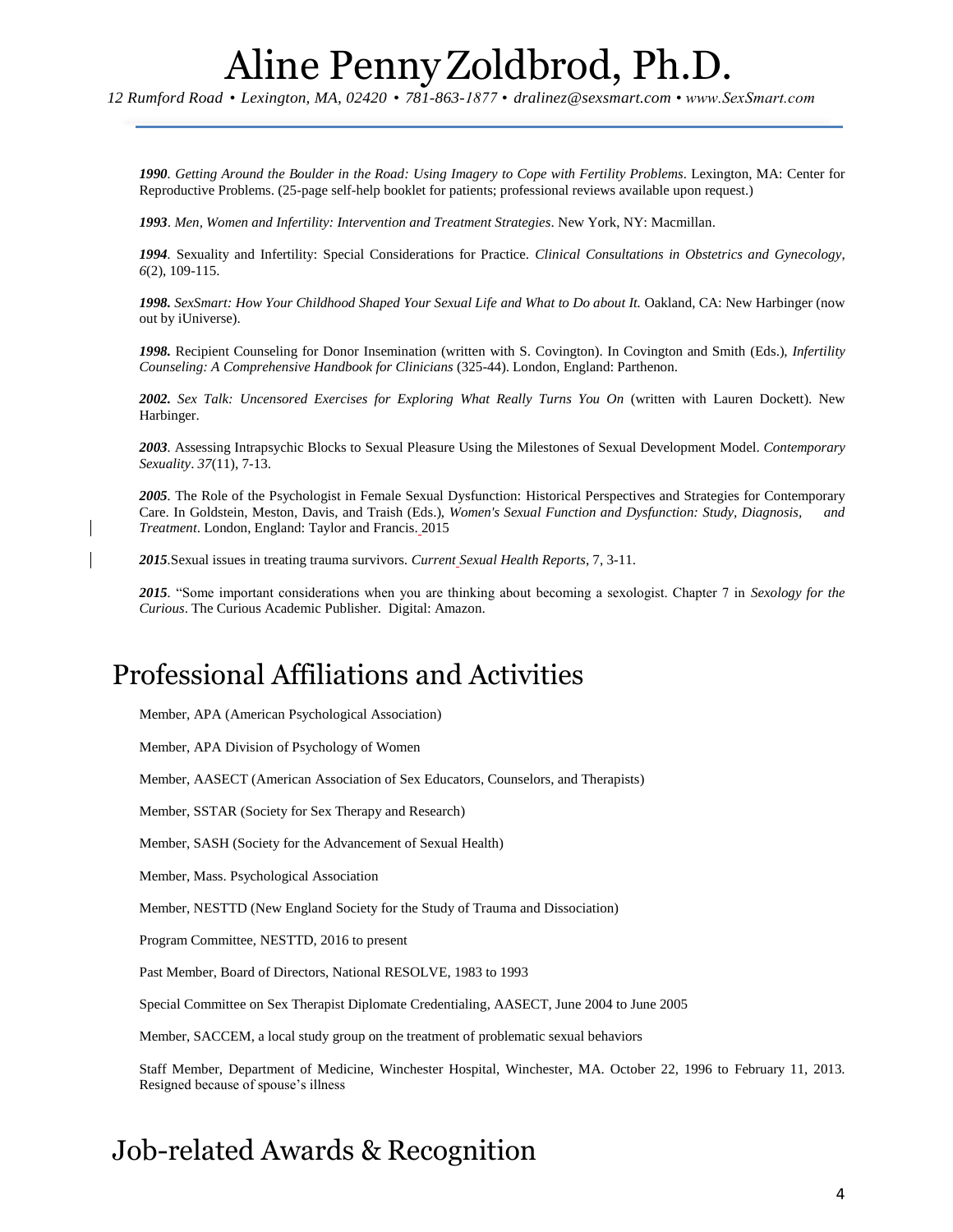***1990***. *Getting Around the Boulder in the Road: Using Imagery to Cope with Fertility Problems*. Lexington, MA: Center for Reproductive Problems. (25-page self-help booklet for patients; professional reviews available upon request.)

***1993***. *Men, Women and Infertility: Intervention and Treatment Strategies*. New York, NY: Macmillan.

***1994***. Sexuality and Infertility: Special Considerations for Practice. *Clinical Consultations in Obstetrics and Gynecology*, *6*(2), 109-115.

***1998.*** *SexSmart: How Your Childhood Shaped Your Sexual Life and What to Do about It.* Oakland, CA: New Harbinger (now out by iUniverse).

***1998.*** Recipient Counseling for Donor Insemination (written with S. Covington). In Covington and Smith (Eds.), *Infertility Counseling: A Comprehensive Handbook for Clinicians* (325-44). London, England: Parthenon.

***2002.*** *Sex Talk: Uncensored Exercises for Exploring What Really Turns You On* (written with Lauren Dockett). New Harbinger.

***2003***. Assessing Intrapsychic Blocks to Sexual Pleasure Using the Milestones of Sexual Development Model. *Contemporary Sexuality*. *37*(11), 7-13.

***2005***. The Role of the Psychologist in Female Sexual Dysfunction: Historical Perspectives and Strategies for Contemporary Care. In Goldstein, Meston, Davis, and Traish (Eds.), *Women's Sexual Function and Dysfunction: Study, Diagnosis, and Treatment*. London, England: Taylor and Francis. 2015

***2015***.Sexual issues in treating trauma survivors. *Current Sexual Health Reports*, 7, 3-11.

***2015***. "Some important considerations when you are thinking about becoming a sexologist. Chapter 7 in *Sexology for the Curious*. The Curious Academic Publisher. Digital: Amazon.

## Professional Affiliations and Activities

Member, APA (American Psychological Association)

Member, APA Division of Psychology of Women

Member, AASECT (American Association of Sex Educators, Counselors, and Therapists)

Member, SSTAR (Society for Sex Therapy and Research)

Member, SASH (Society for the Advancement of Sexual Health)

Member, Mass. Psychological Association

Member, NESTTD (New England Society for the Study of Trauma and Dissociation)

Program Committee, NESTTD, 2016 to present

Past Member, Board of Directors, National RESOLVE, 1983 to 1993

Special Committee on Sex Therapist Diplomate Credentialing, AASECT, June 2004 to June 2005

Member, SACCEM, a local study group on the treatment of problematic sexual behaviors

Staff Member, Department of Medicine, Winchester Hospital, Winchester, MA. October 22, 1996 to February 11, 2013. Resigned because of spouse's illness

## Job-related Awards & Recognition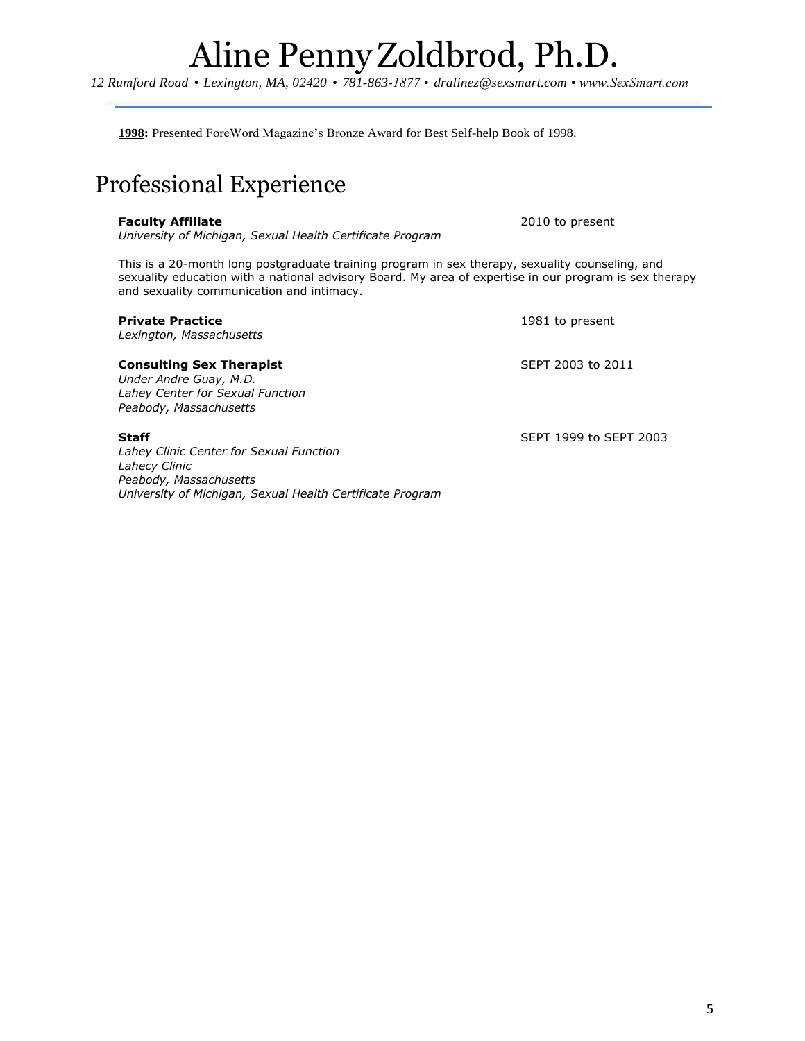**1998:** Presented ForeWord Magazine's Bronze Award for Best Self-help Book of 1998.

## Professional Experience

**Faculty Affiliate** 2010 to present
*University of Michigan, Sexual Health Certificate Program*

This is a 20-month long postgraduate training program in sex therapy, sexuality counseling, and sexuality education with a national advisory Board. My area of expertise in our program is sex therapy and sexuality communication and intimacy.

**Private Practice** 1981 to present
*Lexington, Massachusetts*

**Consulting Sex Therapist** SEPT 2003 to 2011
*Under Andre Guay, M.D.*
*Lahey Center for Sexual Function*
*Peabody, Massachusetts*

**Staff** SEPT 1999 to SEPT 2003
*Lahey Clinic Center for Sexual Function*
*Lahecy Clinic*
*Peabody, Massachusetts*
*University of Michigan, Sexual Health Certificate Program*